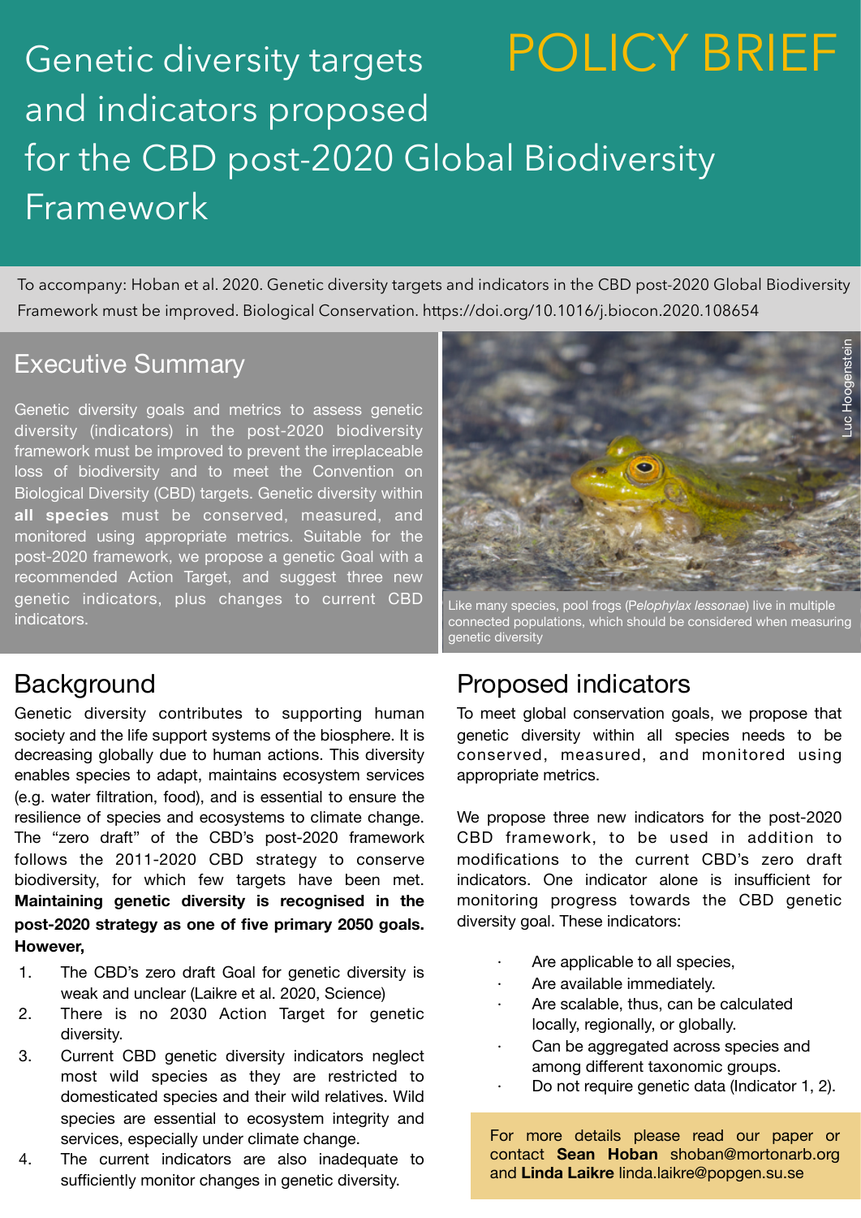# Genetic diversity targets and indicators proposed for the CBD post-2020 Global Biodiversity Framework

POLICY BRIEF

To accompany: Hoban et al. 2020. Genetic diversity targets and indicators in the CBD post-2020 Global Biodiversity Framework must be improved. Biological Conservation. https://doi.org/10.1016/j.biocon.2020.108654

## Executive Summary

Genetic diversity goals and metrics to assess genetic diversity (indicators) in the post-2020 biodiversity framework must be improved to prevent the irreplaceable loss of biodiversity and to meet the Convention on Biological Diversity (CBD) targets. Genetic diversity within **all species** must be conserved, measured, and monitored using appropriate metrics. Suitable for the post-2020 framework, we propose a genetic Goal with a recommended Action Target, and suggest three new genetic indicators, plus changes to current CBD indicators.

Luc Hoogenstein

Like many species, pool frogs (*Pelophylax lessonae*) live in multiple connected populations, which should be considered when measuring genetic diversity

## Background

Genetic diversity contributes to supporting human society and the life support systems of the biosphere. It is decreasing globally due to human actions. This diversity enables species to adapt, maintains ecosystem services (e.g. water filtration, food), and is essential to ensure the resilience of species and ecosystems to climate change. The "zero draft" of the CBD's post-2020 framework follows the 2011-2020 CBD strategy to conserve biodiversity, for which few targets have been met. **Maintaining genetic diversity is recognised in the post-2020 strategy as one of five primary 2050 goals. However,**

1. The CBD's zero draft Goal for genetic diversity is weak and unclear (Laikre et al. 2020, Science)
2. There is no 2030 Action Target for genetic diversity.
3. Current CBD genetic diversity indicators neglect most wild species as they are restricted to domesticated species and their wild relatives. Wild species are essential to ecosystem integrity and services, especially under climate change.
4. The current indicators are also inadequate to sufficiently monitor changes in genetic diversity.

## Proposed indicators

To meet global conservation goals, we propose that genetic diversity within all species needs to be conserved, measured, and monitored using appropriate metrics.

We propose three new indicators for the post-2020 CBD framework, to be used in addition to modifications to the current CBD's zero draft indicators. One indicator alone is insufficient for monitoring progress towards the CBD genetic diversity goal. These indicators:

- Are applicable to all species,
- Are available immediately.
- Are scalable, thus, can be calculated locally, regionally, or globally.
- Can be aggregated across species and among different taxonomic groups.
- Do not require genetic data (Indicator 1, 2).

For more details please read our paper or contact **Sean Hoban** shoban@mortonarb.org and **Linda Laikre** linda.laikre@popgen.su.se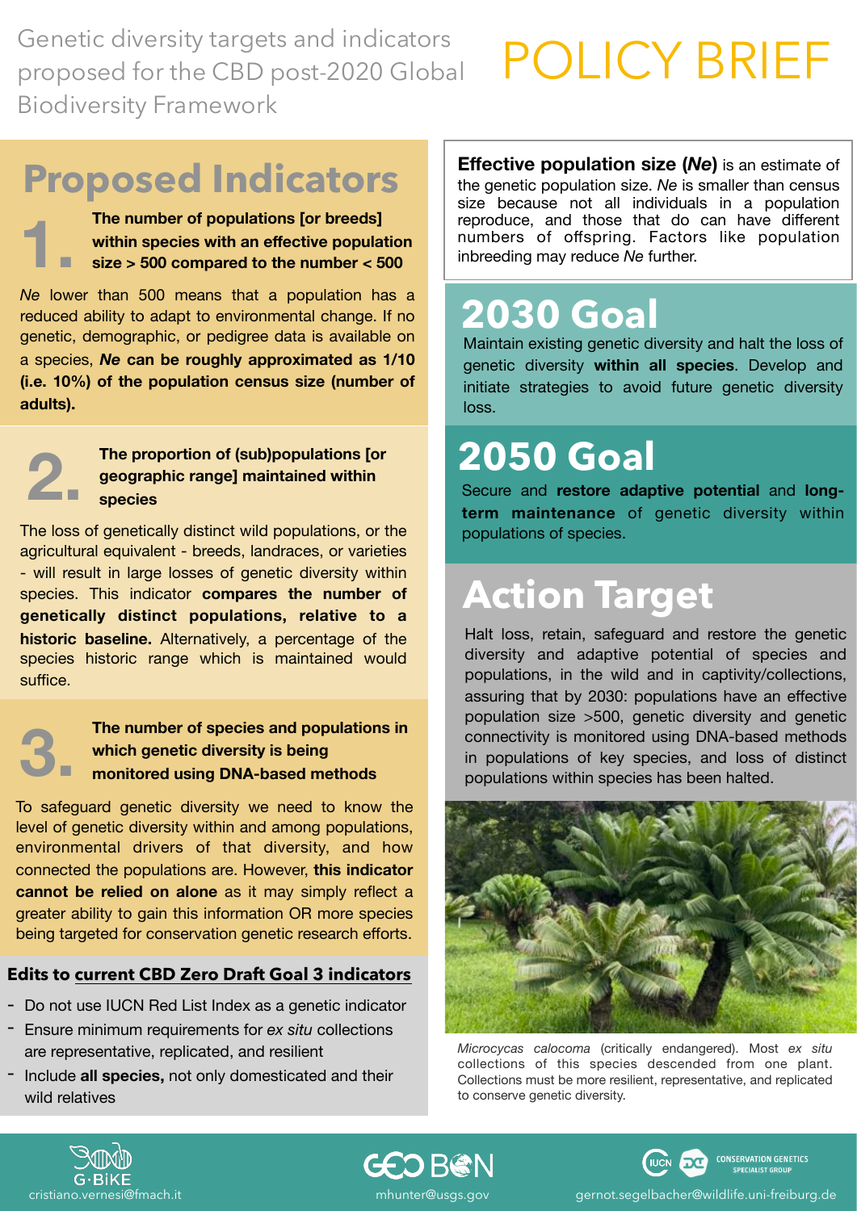Genetic diversity targets and indicators proposed for the CBD post-2020 Global Biodiversity Framework

# POLICY BRIEF

## Proposed Indicators

### 1. The number of populations [or breeds] within species with an effective population size > 500 compared to the number < 500

*Ne* lower than 500 means that a population has a reduced ability to adapt to environmental change. If no genetic, demographic, or pedigree data is available on a species, ***Ne*** **can be roughly approximated as 1/10 (i.e. 10%) of the population census size (number of adults).**

### 2. The proportion of (sub)populations [or geographic range] maintained within species

The loss of genetically distinct wild populations, or the agricultural equivalent - breeds, landraces, or varieties - will result in large losses of genetic diversity within species. This indicator **compares the number of genetically distinct populations, relative to a historic baseline.** Alternatively, a percentage of the species historic range which is maintained would suffice.

### 3. The number of species and populations in which genetic diversity is being monitored using DNA-based methods

To safeguard genetic diversity we need to know the level of genetic diversity within and among populations, environmental drivers of that diversity, and how connected the populations are. However, **this indicator cannot be relied on alone** as it may simply reflect a greater ability to gain this information OR more species being targeted for conservation genetic research efforts.

### Edits to current CBD Zero Draft Goal 3 indicators

- Do not use IUCN Red List Index as a genetic indicator
- Ensure minimum requirements for *ex situ* collections are representative, replicated, and resilient
- Include **all species,** not only domesticated and their wild relatives

**Effective population size (*Ne*)** is an estimate of the genetic population size. *Ne* is smaller than census size because not all individuals in a population reproduce, and those that do can have different numbers of offspring. Factors like population inbreeding may reduce *Ne* further.

## 2030 Goal

Maintain existing genetic diversity and halt the loss of genetic diversity **within all species**. Develop and initiate strategies to avoid future genetic diversity loss.

## 2050 Goal

Secure and **restore adaptive potential** and **long-term maintenance** of genetic diversity within populations of species.

## Action Target

Halt loss, retain, safeguard and restore the genetic diversity and adaptive potential of species and populations, in the wild and in captivity/collections, assuring that by 2030: populations have an effective population size >500, genetic diversity and genetic connectivity is monitored using DNA-based methods in populations of key species, and loss of distinct populations within species has been halted.

*Microcycas calocoma* (critically endangered). Most *ex situ* collections of this species descended from one plant. Collections must be more resilient, representative, and replicated to conserve genetic diversity.

G·BiKE cristiano.vernesi@fmach.it

GEO BON mhunter@usgs.gov

IUCN Conservation Genetics Specialist Group gernot.segelbacher@wildlife.uni-freiburg.de